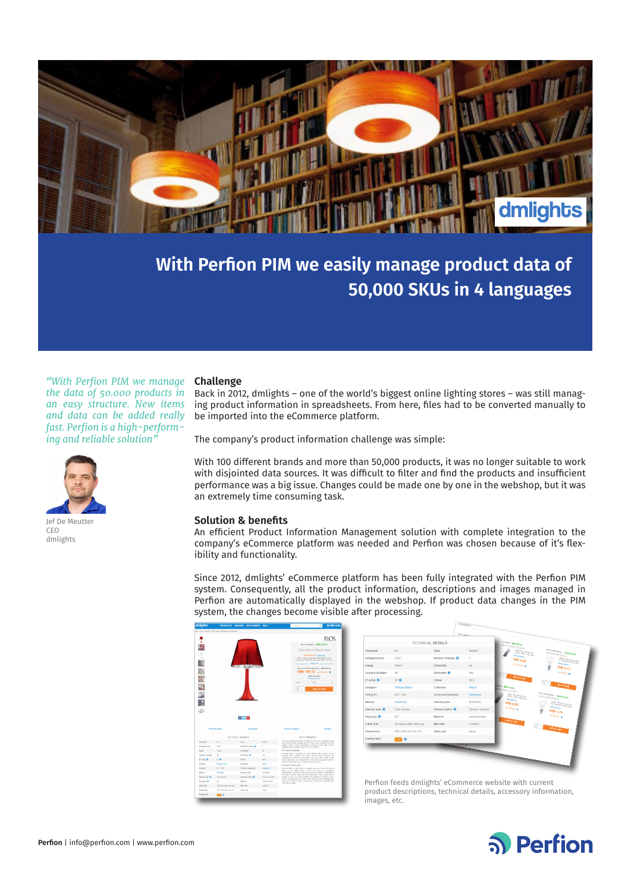# With Perfion PIM we easily manage product data of 50,000 SKUs in 4 languages

*"With Perfion PIM we manage the data of 50.000 products in an easy structure. New items and data can be added really fast. Perfion is a high-performing and reliable solution"*

Jef De Meutter
CEO
dmlights

## Challenge

Back in 2012, dmlights – one of the world's biggest online lighting stores – was still managing product information in spreadsheets. From here, files had to be converted manually to be imported into the eCommerce platform.

The company's product information challenge was simple:

With 100 different brands and more than 50,000 products, it was no longer suitable to work with disjointed data sources. It was difficult to filter and find the products and insufficient performance was a big issue. Changes could be made one by one in the webshop, but it was an extremely time consuming task.

## Solution & benefits

An efficient Product Information Management solution with complete integration to the company's eCommerce platform was needed and Perfion was chosen because of it's flexibility and functionality.

Since 2012, dmlights' eCommerce platform has been fully integrated with the Perfion PIM system. Consequently, all the product information, descriptions and images managed in Perfion are automatically displayed in the webshop. If product data changes in the PIM system, the changes become visible after processing.

Perfion feeds dmlights' eCommerce website with current product descriptions, technical details, accessory information, images, etc.

**Perfion** | info@perfion.com | www.perfion.com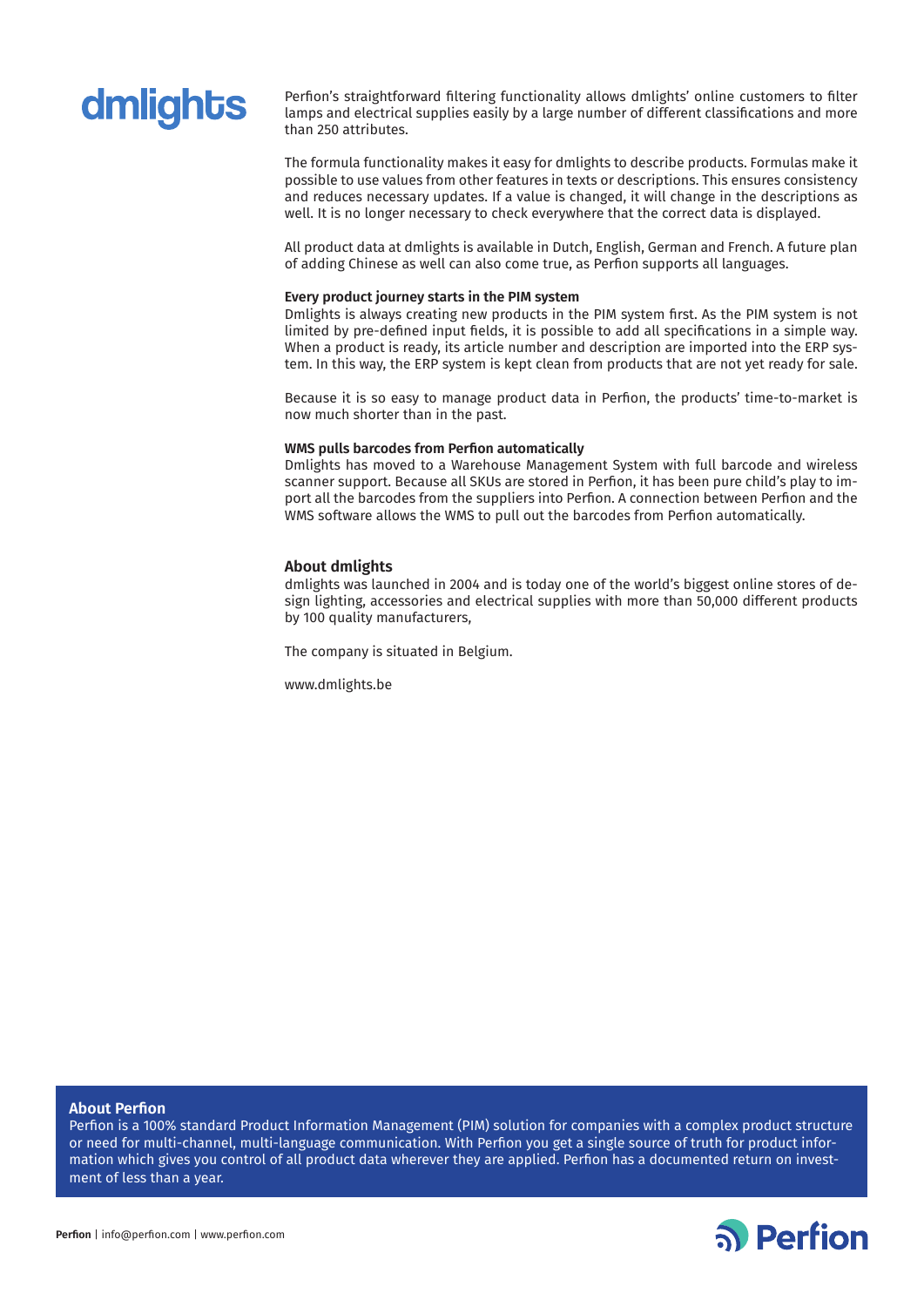dmlights

Perfion's straightforward filtering functionality allows dmlights' online customers to filter lamps and electrical supplies easily by a large number of different classifications and more than 250 attributes.

The formula functionality makes it easy for dmlights to describe products. Formulas make it possible to use values from other features in texts or descriptions. This ensures consistency and reduces necessary updates. If a value is changed, it will change in the descriptions as well. It is no longer necessary to check everywhere that the correct data is displayed.

All product data at dmlights is available in Dutch, English, German and French. A future plan of adding Chinese as well can also come true, as Perfion supports all languages.

**Every product journey starts in the PIM system**

Dmlights is always creating new products in the PIM system first. As the PIM system is not limited by pre-defined input fields, it is possible to add all specifications in a simple way. When a product is ready, its article number and description are imported into the ERP system. In this way, the ERP system is kept clean from products that are not yet ready for sale.

Because it is so easy to manage product data in Perfion, the products' time-to-market is now much shorter than in the past.

**WMS pulls barcodes from Perfion automatically**

Dmlights has moved to a Warehouse Management System with full barcode and wireless scanner support. Because all SKUs are stored in Perfion, it has been pure child's play to import all the barcodes from the suppliers into Perfion. A connection between Perfion and the WMS software allows the WMS to pull out the barcodes from Perfion automatically.

## About dmlights

dmlights was launched in 2004 and is today one of the world's biggest online stores of design lighting, accessories and electrical supplies with more than 50,000 different products by 100 quality manufacturers,

The company is situated in Belgium.

www.dmlights.be

## About Perfion

Perfion is a 100% standard Product Information Management (PIM) solution for companies with a complex product structure or need for multi-channel, multi-language communication. With Perfion you get a single source of truth for product information which gives you control of all product data wherever they are applied. Perfion has a documented return on investment of less than a year.

**Perfion** | info@perfion.com | www.perfion.com

Perfion